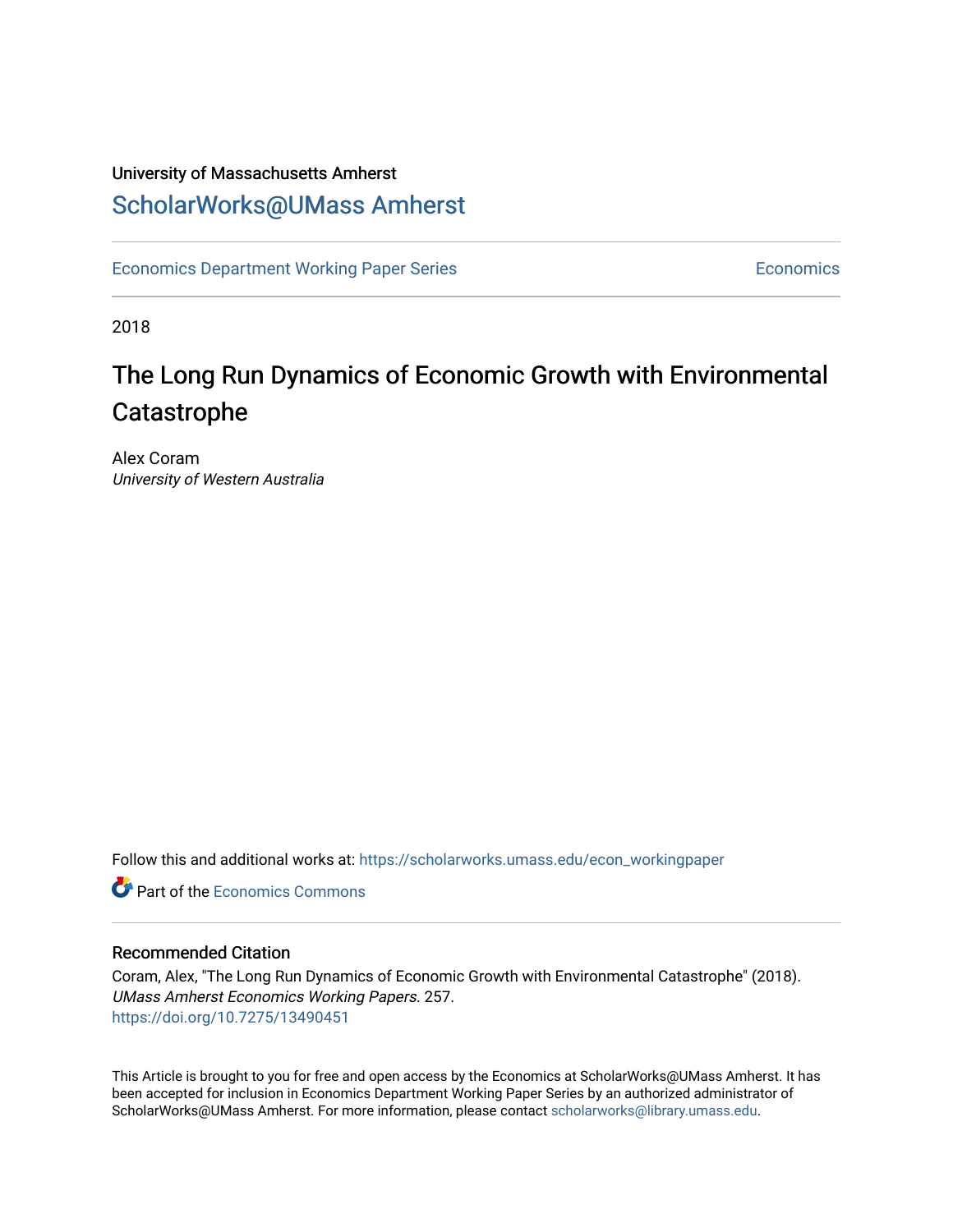University of Massachusetts Amherst

# ScholarWorks@UMass Amherst

Economics Department Working Paper Series — Economics

2018

# The Long Run Dynamics of Economic Growth with Environmental Catastrophe

Alex Coram
*University of Western Australia*

Follow this and additional works at: https://scholarworks.umass.edu/econ_workingpaper

Part of the Economics Commons

## Recommended Citation

Coram, Alex, "The Long Run Dynamics of Economic Growth with Environmental Catastrophe" (2018). *UMass Amherst Economics Working Papers*. 257.
https://doi.org/10.7275/13490451

This Article is brought to you for free and open access by the Economics at ScholarWorks@UMass Amherst. It has been accepted for inclusion in Economics Department Working Paper Series by an authorized administrator of ScholarWorks@UMass Amherst. For more information, please contact scholarworks@library.umass.edu.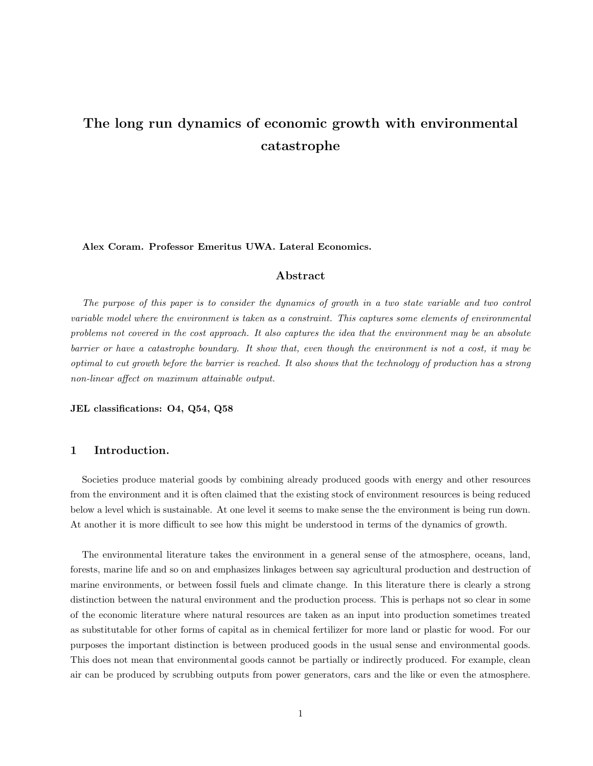# The long run dynamics of economic growth with environmental catastrophe

**Alex Coram. Professor Emeritus UWA. Lateral Economics.**

## Abstract

*The purpose of this paper is to consider the dynamics of growth in a two state variable and two control variable model where the environment is taken as a constraint. This captures some elements of environmental problems not covered in the cost approach. It also captures the idea that the environment may be an absolute barrier or have a catastrophe boundary. It show that, even though the environment is not a cost, it may be optimal to cut growth before the barrier is reached. It also shows that the technology of production has a strong non-linear affect on maximum attainable output.*

**JEL classifications: O4, Q54, Q58**

## 1 Introduction.

Societies produce material goods by combining already produced goods with energy and other resources from the environment and it is often claimed that the existing stock of environment resources is being reduced below a level which is sustainable. At one level it seems to make sense the the environment is being run down. At another it is more difficult to see how this might be understood in terms of the dynamics of growth.

The environmental literature takes the environment in a general sense of the atmosphere, oceans, land, forests, marine life and so on and emphasizes linkages between say agricultural production and destruction of marine environments, or between fossil fuels and climate change. In this literature there is clearly a strong distinction between the natural environment and the production process. This is perhaps not so clear in some of the economic literature where natural resources are taken as an input into production sometimes treated as substitutable for other forms of capital as in chemical fertilizer for more land or plastic for wood. For our purposes the important distinction is between produced goods in the usual sense and environmental goods. This does not mean that environmental goods cannot be partially or indirectly produced. For example, clean air can be produced by scrubbing outputs from power generators, cars and the like or even the atmosphere.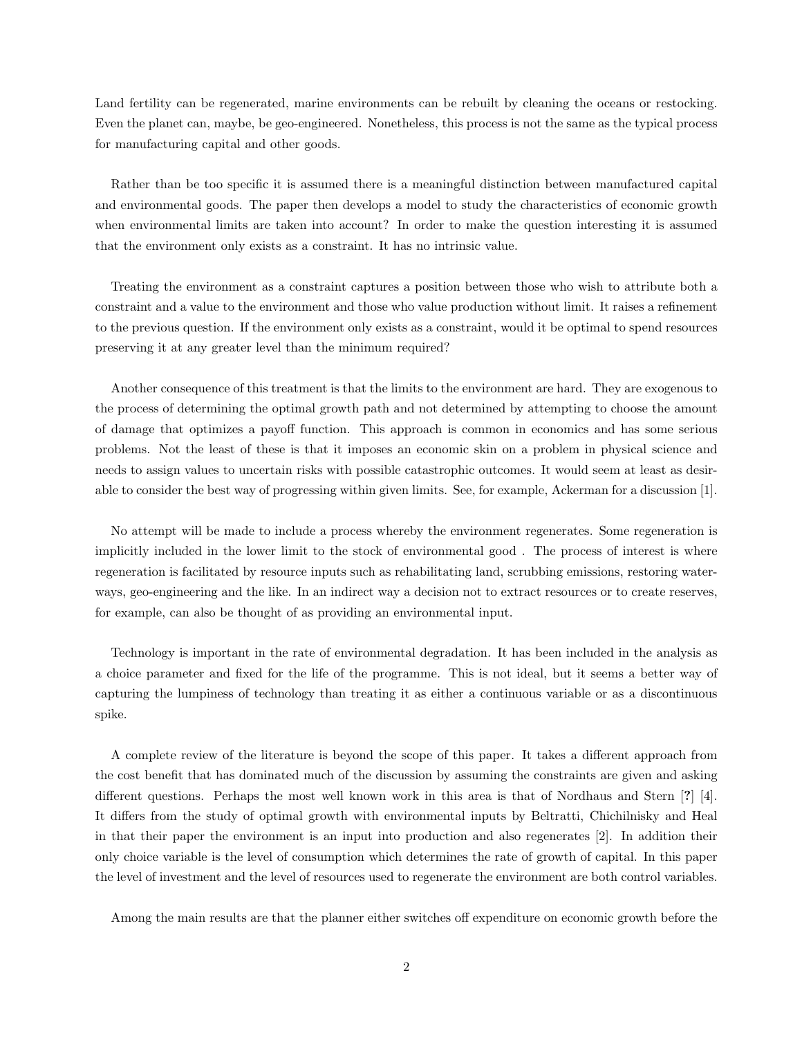Land fertility can be regenerated, marine environments can be rebuilt by cleaning the oceans or restocking. Even the planet can, maybe, be geo-engineered. Nonetheless, this process is not the same as the typical process for manufacturing capital and other goods.

Rather than be too specific it is assumed there is a meaningful distinction between manufactured capital and environmental goods. The paper then develops a model to study the characteristics of economic growth when environmental limits are taken into account? In order to make the question interesting it is assumed that the environment only exists as a constraint. It has no intrinsic value.

Treating the environment as a constraint captures a position between those who wish to attribute both a constraint and a value to the environment and those who value production without limit. It raises a refinement to the previous question. If the environment only exists as a constraint, would it be optimal to spend resources preserving it at any greater level than the minimum required?

Another consequence of this treatment is that the limits to the environment are hard. They are exogenous to the process of determining the optimal growth path and not determined by attempting to choose the amount of damage that optimizes a payoff function. This approach is common in economics and has some serious problems. Not the least of these is that it imposes an economic skin on a problem in physical science and needs to assign values to uncertain risks with possible catastrophic outcomes. It would seem at least as desirable to consider the best way of progressing within given limits. See, for example, Ackerman for a discussion [1].

No attempt will be made to include a process whereby the environment regenerates. Some regeneration is implicitly included in the lower limit to the stock of environmental good . The process of interest is where regeneration is facilitated by resource inputs such as rehabilitating land, scrubbing emissions, restoring waterways, geo-engineering and the like. In an indirect way a decision not to extract resources or to create reserves, for example, can also be thought of as providing an environmental input.

Technology is important in the rate of environmental degradation. It has been included in the analysis as a choice parameter and fixed for the life of the programme. This is not ideal, but it seems a better way of capturing the lumpiness of technology than treating it as either a continuous variable or as a discontinuous spike.

A complete review of the literature is beyond the scope of this paper. It takes a different approach from the cost benefit that has dominated much of the discussion by assuming the constraints are given and asking different questions. Perhaps the most well known work in this area is that of Nordhaus and Stern [**?**] [4]. It differs from the study of optimal growth with environmental inputs by Beltratti, Chichilnisky and Heal in that their paper the environment is an input into production and also regenerates [2]. In addition their only choice variable is the level of consumption which determines the rate of growth of capital. In this paper the level of investment and the level of resources used to regenerate the environment are both control variables.

Among the main results are that the planner either switches off expenditure on economic growth before the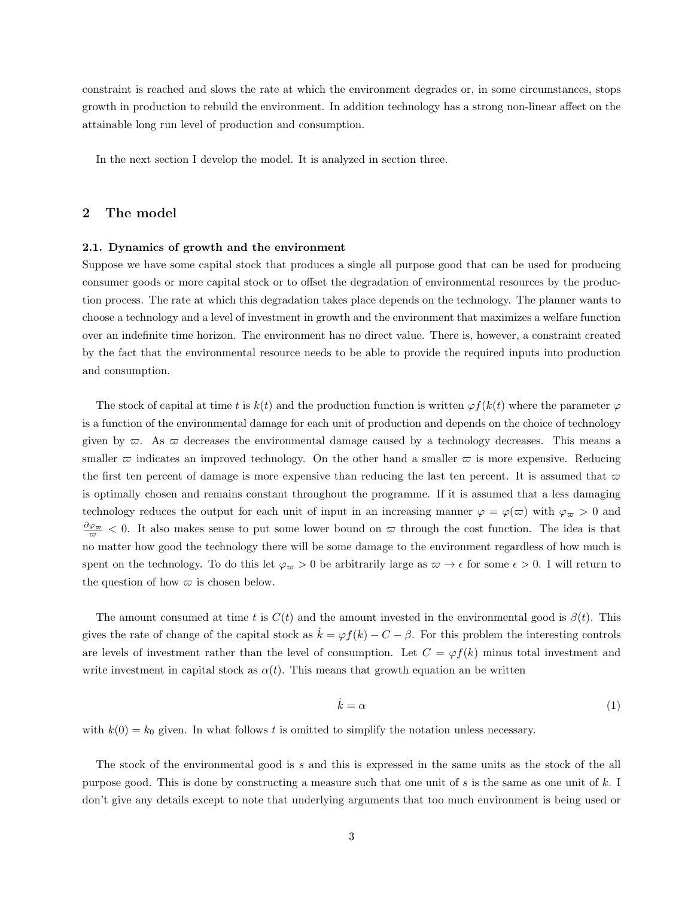constraint is reached and slows the rate at which the environment degrades or, in some circumstances, stops growth in production to rebuild the environment. In addition technology has a strong non-linear affect on the attainable long run level of production and consumption.

In the next section I develop the model. It is analyzed in section three.

## 2 The model

### 2.1. Dynamics of growth and the environment

Suppose we have some capital stock that produces a single all purpose good that can be used for producing consumer goods or more capital stock or to offset the degradation of environmental resources by the production process. The rate at which this degradation takes place depends on the technology. The planner wants to choose a technology and a level of investment in growth and the environment that maximizes a welfare function over an indefinite time horizon. The environment has no direct value. There is, however, a constraint created by the fact that the environmental resource needs to be able to provide the required inputs into production and consumption.

The stock of capital at time $t$ is $k(t)$ and the production function is written $\varphi f(k(t)$ where the parameter $\varphi$ is a function of the environmental damage for each unit of production and depends on the choice of technology given by $\varpi$. As $\varpi$ decreases the environmental damage caused by a technology decreases. This means a smaller $\varpi$ indicates an improved technology. On the other hand a smaller $\varpi$ is more expensive. Reducing the first ten percent of damage is more expensive than reducing the last ten percent. It is assumed that $\varpi$ is optimally chosen and remains constant throughout the programme. If it is assumed that a less damaging technology reduces the output for each unit of input in an increasing manner $\varphi = \varphi(\varpi)$ with $\varphi_\varpi > 0$ and $\frac{\partial \varphi_\varpi}{\varpi} < 0$. It also makes sense to put some lower bound on $\varpi$ through the cost function. The idea is that no matter how good the technology there will be some damage to the environment regardless of how much is spent on the technology. To do this let $\varphi_\varpi > 0$ be arbitrarily large as $\varpi \to \epsilon$ for some $\epsilon > 0$. I will return to the question of how $\varpi$ is chosen below.

The amount consumed at time $t$ is $C(t)$ and the amount invested in the environmental good is $\beta(t)$. This gives the rate of change of the capital stock as $\dot{k} = \varphi f(k) - C - \beta$. For this problem the interesting controls are levels of investment rather than the level of consumption. Let $C = \varphi f(k)$ minus total investment and write investment in capital stock as $\alpha(t)$. This means that growth equation an be written

$$\dot{k} = \alpha \tag{1}$$

with $k(0) = k_0$ given. In what follows $t$ is omitted to simplify the notation unless necessary.

The stock of the environmental good is $s$ and this is expressed in the same units as the stock of the all purpose good. This is done by constructing a measure such that one unit of $s$ is the same as one unit of $k$. I don't give any details except to note that underlying arguments that too much environment is being used or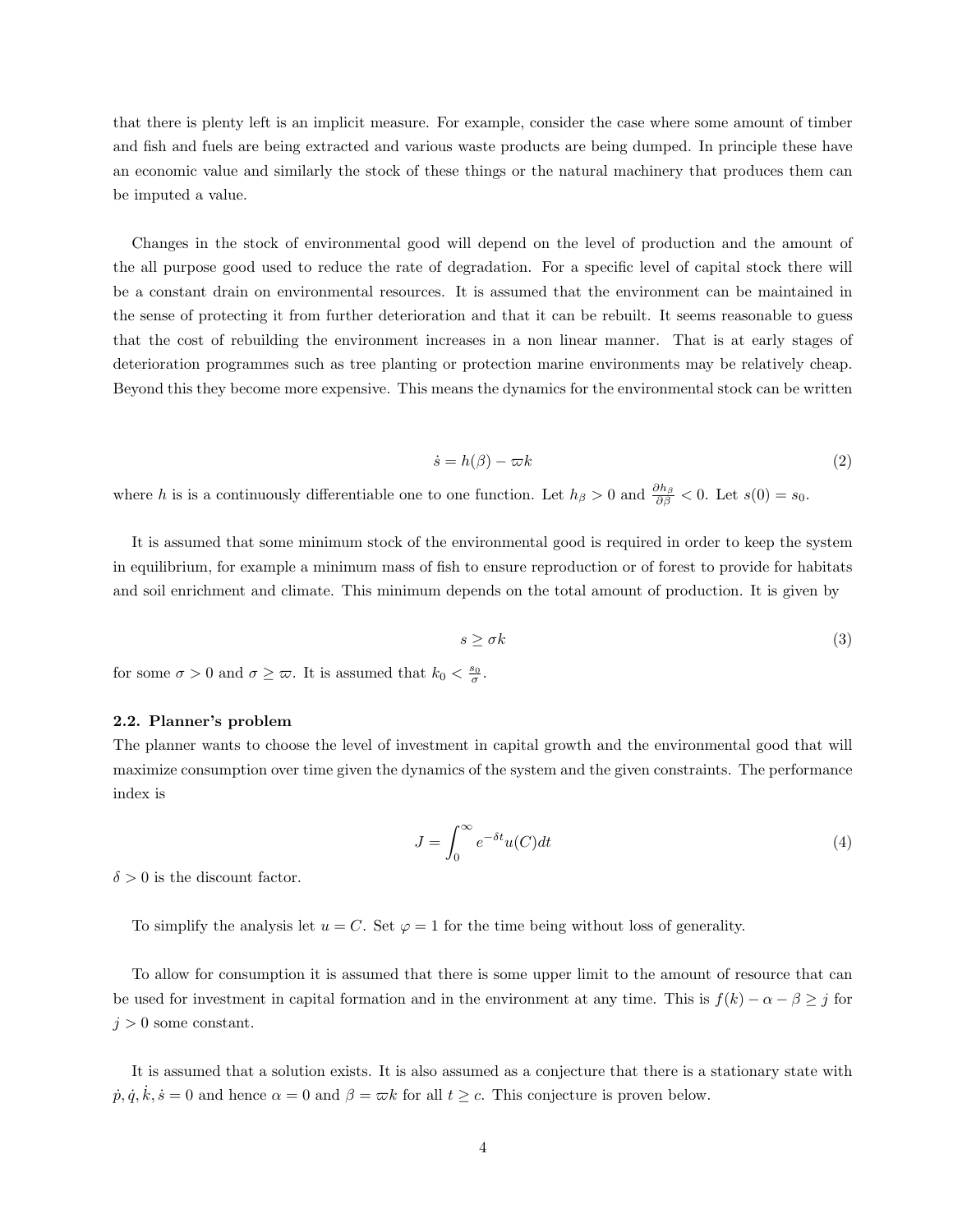that there is plenty left is an implicit measure. For example, consider the case where some amount of timber and fish and fuels are being extracted and various waste products are being dumped. In principle these have an economic value and similarly the stock of these things or the natural machinery that produces them can be imputed a value.

Changes in the stock of environmental good will depend on the level of production and the amount of the all purpose good used to reduce the rate of degradation. For a specific level of capital stock there will be a constant drain on environmental resources. It is assumed that the environment can be maintained in the sense of protecting it from further deterioration and that it can be rebuilt. It seems reasonable to guess that the cost of rebuilding the environment increases in a non linear manner. That is at early stages of deterioration programmes such as tree planting or protection marine environments may be relatively cheap. Beyond this they become more expensive. This means the dynamics for the environmental stock can be written

$$\dot{s} = h(\beta) - \varpi k \tag{2}$$

where $h$ is is a continuously differentiable one to one function. Let $h_\beta > 0$ and $\frac{\partial h_\beta}{\partial \beta} < 0$. Let $s(0) = s_0$.

It is assumed that some minimum stock of the environmental good is required in order to keep the system in equilibrium, for example a minimum mass of fish to ensure reproduction or of forest to provide for habitats and soil enrichment and climate. This minimum depends on the total amount of production. It is given by

$$s \geq \sigma k \tag{3}$$

for some $\sigma > 0$ and $\sigma \geq \varpi$. It is assumed that $k_0 < \frac{s_0}{\sigma}$.

### 2.2. Planner's problem

The planner wants to choose the level of investment in capital growth and the environmental good that will maximize consumption over time given the dynamics of the system and the given constraints. The performance index is

$$J = \int_0^\infty e^{-\delta t} u(C) dt \tag{4}$$

$\delta > 0$ is the discount factor.

To simplify the analysis let $u = C$. Set $\varphi = 1$ for the time being without loss of generality.

To allow for consumption it is assumed that there is some upper limit to the amount of resource that can be used for investment in capital formation and in the environment at any time. This is $f(k) - \alpha - \beta \geq j$ for $j > 0$ some constant.

It is assumed that a solution exists. It is also assumed as a conjecture that there is a stationary state with $\dot{p}, \dot{q}, \dot{k}, \dot{s} = 0$ and hence $\alpha = 0$ and $\beta = \varpi k$ for all $t \geq c$. This conjecture is proven below.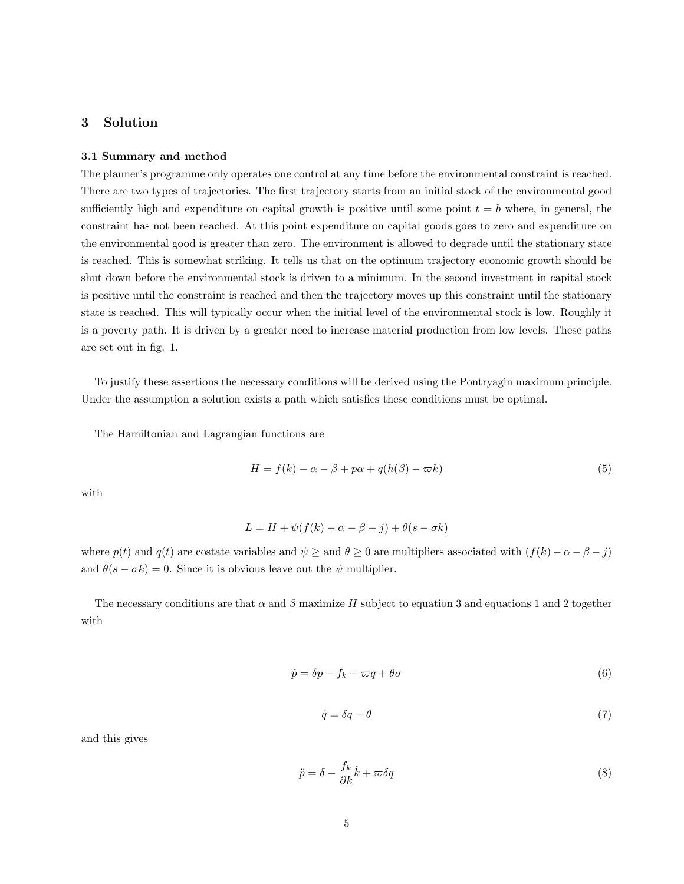## 3 Solution

### 3.1 Summary and method

The planner's programme only operates one control at any time before the environmental constraint is reached. There are two types of trajectories. The first trajectory starts from an initial stock of the environmental good sufficiently high and expenditure on capital growth is positive until some point $t = b$ where, in general, the constraint has not been reached. At this point expenditure on capital goods goes to zero and expenditure on the environmental good is greater than zero. The environment is allowed to degrade until the stationary state is reached. This is somewhat striking. It tells us that on the optimum trajectory economic growth should be shut down before the environmental stock is driven to a minimum. In the second investment in capital stock is positive until the constraint is reached and then the trajectory moves up this constraint until the stationary state is reached. This will typically occur when the initial level of the environmental stock is low. Roughly it is a poverty path. It is driven by a greater need to increase material production from low levels. These paths are set out in fig. 1.

To justify these assertions the necessary conditions will be derived using the Pontryagin maximum principle. Under the assumption a solution exists a path which satisfies these conditions must be optimal.

The Hamiltonian and Lagrangian functions are

$$H = f(k) - \alpha - \beta + p\alpha + q(h(\beta) - \varpi k) \tag{5}$$

with

$$L = H + \psi(f(k) - \alpha - \beta - j) + \theta(s - \sigma k)$$

where $p(t)$ and $q(t)$ are costate variables and $\psi \geq$ and $\theta \geq 0$ are multipliers associated with $(f(k) - \alpha - \beta - j)$ and $\theta(s - \sigma k) = 0$. Since it is obvious leave out the $\psi$ multiplier.

The necessary conditions are that $\alpha$ and $\beta$ maximize $H$ subject to equation 3 and equations 1 and 2 together with

$$\dot{p} = \delta p - f_k + \varpi q + \theta\sigma \tag{6}$$

$$\dot{q} = \delta q - \theta \tag{7}$$

and this gives

$$\ddot{p} = \delta - \frac{f_k}{\partial k}\dot{k} + \varpi\delta q \tag{8}$$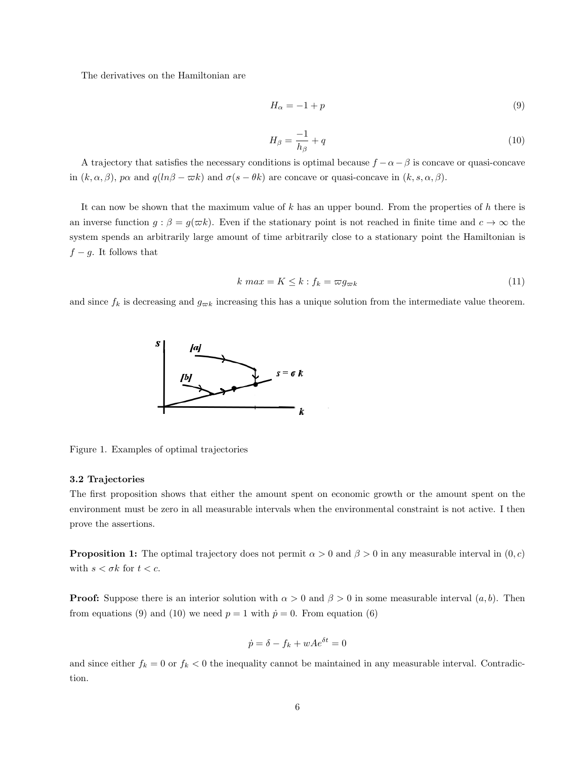The derivatives on the Hamiltonian are

$$H_\alpha = -1 + p \tag{9}$$

$$H_\beta = \frac{-1}{h_\beta} + q \tag{10}$$

A trajectory that satisfies the necessary conditions is optimal because $f - \alpha - \beta$ is concave or quasi-concave in $(k, \alpha, \beta)$, $p\alpha$ and $q(ln\beta - \varpi k)$ and $\sigma(s - \theta k)$ are concave or quasi-concave in $(k, s, \alpha, \beta)$.

It can now be shown that the maximum value of $k$ has an upper bound. From the properties of $h$ there is an inverse function $g : \beta = g(\varpi k)$. Even if the stationary point is not reached in finite time and $c \to \infty$ the system spends an arbitrarily large amount of time arbitrarily close to a stationary point the Hamiltonian is $f - g$. It follows that

$$k\ max = K \leq k : f_k = \varpi g_{\varpi k} \tag{11}$$

and since $f_k$ is decreasing and $g_{\varpi k}$ increasing this has a unique solution from the intermediate value theorem.

Figure 1. Examples of optimal trajectories

### 3.2 Trajectories

The first proposition shows that either the amount spent on economic growth or the amount spent on the environment must be zero in all measurable intervals when the environmental constraint is not active. I then prove the assertions.

**Proposition 1:** The optimal trajectory does not permit $\alpha > 0$ and $\beta > 0$ in any measurable interval in $(0, c)$ with $s < \sigma k$ for $t < c$.

**Proof:** Suppose there is an interior solution with $\alpha > 0$ and $\beta > 0$ in some measurable interval $(a, b)$. Then from equations (9) and (10) we need $p = 1$ with $\dot{p} = 0$. From equation (6)

$$\dot{p} = \delta - f_k + wAe^{\delta t} = 0$$

and since either $f_k = 0$ or $f_k < 0$ the inequality cannot be maintained in any measurable interval. Contradiction.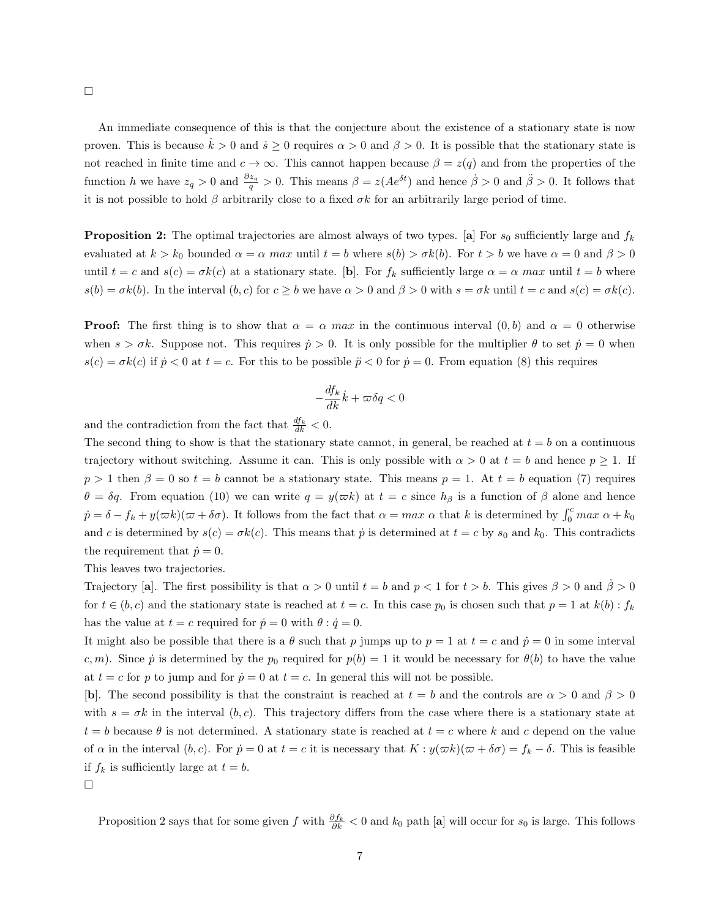□

An immediate consequence of this is that the conjecture about the existence of a stationary state is now proven. This is because $\dot{k} > 0$ and $\dot{s} \geq 0$ requires $\alpha > 0$ and $\beta > 0$. It is possible that the stationary state is not reached in finite time and $c \to \infty$. This cannot happen because $\beta = z(q)$ and from the properties of the function $h$ we have $z_q > 0$ and $\frac{\partial z_q}{q} > 0$. This means $\beta = z(Ae^{\delta t})$ and hence $\dot{\beta} > 0$ and $\ddot{\beta} > 0$. It follows that it is not possible to hold $\beta$ arbitrarily close to a fixed $\sigma k$ for an arbitrarily large period of time.

**Proposition 2:** The optimal trajectories are almost always of two types. [**a**] For $s_0$ sufficiently large and $f_k$ evaluated at $k > k_0$ bounded $\alpha = \alpha\ max$ until $t = b$ where $s(b) > \sigma k(b)$. For $t > b$ we have $\alpha = 0$ and $\beta > 0$ until $t = c$ and $s(c) = \sigma k(c)$ at a stationary state. [**b**]. For $f_k$ sufficiently large $\alpha = \alpha\ max$ until $t = b$ where $s(b) = \sigma k(b)$. In the interval $(b, c)$ for $c \geq b$ we have $\alpha > 0$ and $\beta > 0$ with $s = \sigma k$ until $t = c$ and $s(c) = \sigma k(c)$.

**Proof:** The first thing is to show that $\alpha = \alpha\ max$ in the continuous interval $(0, b)$ and $\alpha = 0$ otherwise when $s > \sigma k$. Suppose not. This requires $\dot{p} > 0$. It is only possible for the multiplier $\theta$ to set $\dot{p} = 0$ when $s(c) = \sigma k(c)$ if $\dot{p} < 0$ at $t = c$. For this to be possible $\ddot{p} < 0$ for $\dot{p} = 0$. From equation (8) this requires

$$-\frac{df_k}{dk}\dot{k} + \varpi\delta q < 0$$

and the contradiction from the fact that $\frac{df_k}{dk} < 0$.

The second thing to show is that the stationary state cannot, in general, be reached at $t = b$ on a continuous trajectory without switching. Assume it can. This is only possible with $\alpha > 0$ at $t = b$ and hence $p \geq 1$. If $p > 1$ then $\beta = 0$ so $t = b$ cannot be a stationary state. This means $p = 1$. At $t = b$ equation (7) requires $\theta = \delta q$. From equation (10) we can write $q = y(\varpi k)$ at $t = c$ since $h_\beta$ is a function of $\beta$ alone and hence $\dot{p} = \delta - f_k + y(\varpi k)(\varpi + \delta\sigma)$. It follows from the fact that $\alpha = max\ \alpha$ that $k$ is determined by $\int_0^c max\ \alpha + k_0$ and $c$ is determined by $s(c) = \sigma k(c)$. This means that $\dot{p}$ is determined at $t = c$ by $s_0$ and $k_0$. This contradicts the requirement that $\dot{p} = 0$.

This leaves two trajectories.

Trajectory [**a**]. The first possibility is that $\alpha > 0$ until $t = b$ and $p < 1$ for $t > b$. This gives $\beta > 0$ and $\dot{\beta} > 0$ for $t \in (b, c)$ and the stationary state is reached at $t = c$. In this case $p_0$ is chosen such that $p = 1$ at $k(b) : f_k$ has the value at $t = c$ required for $\dot{p} = 0$ with $\theta : \dot{q} = 0$.

It might also be possible that there is a $\theta$ such that $p$ jumps up to $p = 1$ at $t = c$ and $\dot{p} = 0$ in some interval $c, m)$. Since $\dot{p}$ is determined by the $p_0$ required for $p(b) = 1$ it would be necessary for $\theta(b)$ to have the value at $t = c$ for $p$ to jump and for $\dot{p} = 0$ at $t = c$. In general this will not be possible.

[**b**]. The second possibility is that the constraint is reached at $t = b$ and the controls are $\alpha > 0$ and $\beta > 0$ with $s = \sigma k$ in the interval $(b, c)$. This trajectory differs from the case where there is a stationary state at $t = b$ because $\theta$ is not determined. A stationary state is reached at $t = c$ where $k$ and $c$ depend on the value of $\alpha$ in the interval $(b, c)$. For $\dot{p} = 0$ at $t = c$ it is necessary that $K : y(\varpi k)(\varpi + \delta\sigma) = f_k - \delta$. This is feasible if $f_k$ is sufficiently large at $t = b$.

□

Proposition 2 says that for some given $f$ with $\frac{\partial f_k}{\partial k} < 0$ and $k_0$ path [**a**] will occur for $s_0$ is large. This follows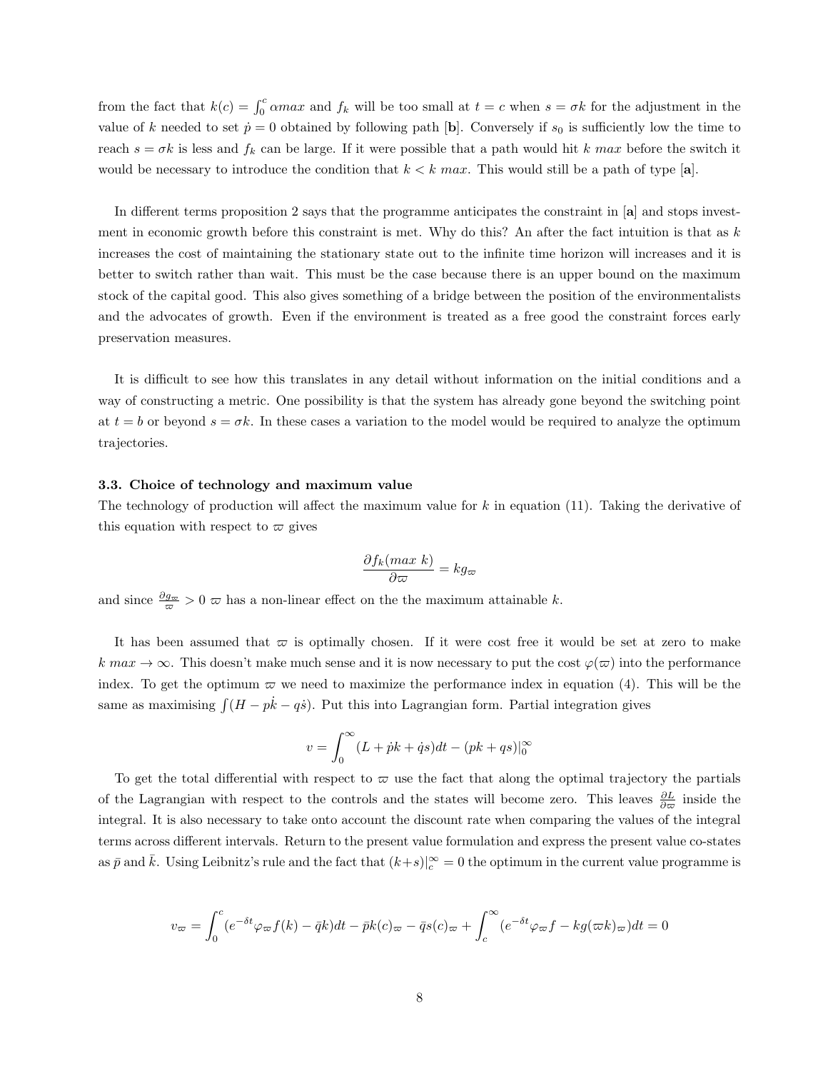from the fact that $k(c) = \int_0^c \alpha max$ and $f_k$ will be too small at $t = c$ when $s = \sigma k$ for the adjustment in the value of $k$ needed to set $\dot{p} = 0$ obtained by following path [**b**]. Conversely if $s_0$ is sufficiently low the time to reach $s = \sigma k$ is less and $f_k$ can be large. If it were possible that a path would hit $k\ max$ before the switch it would be necessary to introduce the condition that $k < k\ max$. This would still be a path of type [**a**].

In different terms proposition 2 says that the programme anticipates the constraint in [**a**] and stops investment in economic growth before this constraint is met. Why do this? An after the fact intuition is that as $k$ increases the cost of maintaining the stationary state out to the infinite time horizon will increases and it is better to switch rather than wait. This must be the case because there is an upper bound on the maximum stock of the capital good. This also gives something of a bridge between the position of the environmentalists and the advocates of growth. Even if the environment is treated as a free good the constraint forces early preservation measures.

It is difficult to see how this translates in any detail without information on the initial conditions and a way of constructing a metric. One possibility is that the system has already gone beyond the switching point at $t = b$ or beyond $s = \sigma k$. In these cases a variation to the model would be required to analyze the optimum trajectories.

### 3.3. Choice of technology and maximum value

The technology of production will affect the maximum value for $k$ in equation (11). Taking the derivative of this equation with respect to $\varpi$ gives

$$\frac{\partial f_k(max\ k)}{\partial \varpi} = k g_{\varpi}$$

and since $\frac{\partial g_{\varpi}}{\varpi} > 0$ $\varpi$ has a non-linear effect on the the maximum attainable $k$.

It has been assumed that $\varpi$ is optimally chosen. If it were cost free it would be set at zero to make $k\ max \to \infty$. This doesn't make much sense and it is now necessary to put the cost $\varphi(\varpi)$ into the performance index. To get the optimum $\varpi$ we need to maximize the performance index in equation (4). This will be the same as maximising $\int(H - p\dot{k} - q\dot{s})$. Put this into Lagrangian form. Partial integration gives

$$v = \int_0^\infty (L + \dot{p}k + \dot{q}s)dt - (pk + qs)|_0^\infty$$

To get the total differential with respect to $\varpi$ use the fact that along the optimal trajectory the partials of the Lagrangian with respect to the controls and the states will become zero. This leaves $\frac{\partial L}{\partial \varpi}$ inside the integral. It is also necessary to take onto account the discount rate when comparing the values of the integral terms across different intervals. Return to the present value formulation and express the present value co-states as $\bar{p}$ and $\bar{k}$. Using Leibnitz's rule and the fact that $(k+s)|_c^\infty = 0$ the optimum in the current value programme is

$$v_{\varpi} = \int_0^c (e^{-\delta t}\varphi_{\varpi} f(k) - \bar{q}k)dt - \bar{p}k(c)_{\varpi} - \bar{q}s(c)_{\varpi} + \int_c^\infty (e^{-\delta t}\varphi_{\varpi} f - kg(\varpi k)_{\varpi})dt = 0$$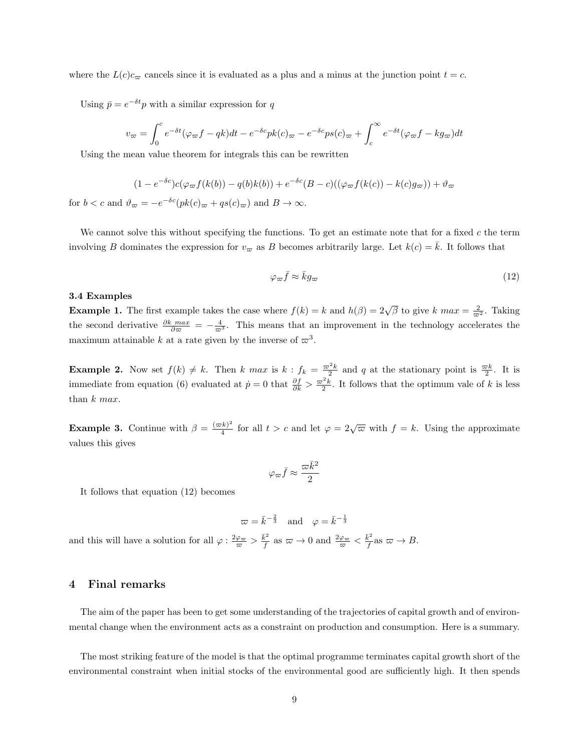where the $L(c)c_\varpi$ cancels since it is evaluated as a plus and a minus at the junction point $t = c$.

Using $\bar{p} = e^{-\delta t}p$ with a similar expression for $q$

$$v_\varpi = \int_0^c e^{-\delta t}(\varphi_\varpi f - qk)dt - e^{-\delta c}pk(c)_\varpi - e^{-\delta c}ps(c)_\varpi + \int_c^\infty e^{-\delta t}(\varphi_\varpi f - kg_\varpi)dt$$

Using the mean value theorem for integrals this can be rewritten

$$(1 - e^{-\delta c})c(\varphi_\varpi f(k(b)) - q(b)k(b)) + e^{-\delta c}(B - c)((\varphi_\varpi f(k(c)) - k(c)g_\varpi)) + \vartheta_\varpi$$

for $b < c$ and $\vartheta_\varpi = -e^{-\delta c}(pk(c)_\varpi + qs(c)_\varpi)$ and $B \to \infty$.

We cannot solve this without specifying the functions. To get an estimate note that for a fixed $c$ the term involving $B$ dominates the expression for $v_\varpi$ as $B$ becomes arbitrarily large. Let $k(c) = \bar{k}$. It follows that

$$\varphi_\varpi \bar{f} \approx \bar{k}g_\varpi \tag{12}$$

### 3.4 Examples

**Example 1.** The first example takes the case where $f(k) = k$ and $h(\beta) = 2\sqrt{\beta}$ to give $k\ max = \frac{2}{\varpi^2}$. Taking the second derivative $\frac{\partial k\ max}{\partial \varpi} = -\frac{4}{\varpi^3}$. This means that an improvement in the technology accelerates the maximum attainable $k$ at a rate given by the inverse of $\varpi^3$.

**Example 2.** Now set $f(k) \neq k$. Then $k\ max$ is $k : f_k = \frac{\varpi^2 k}{2}$ and $q$ at the stationary point is $\frac{\varpi k}{2}$. It is immediate from equation (6) evaluated at $\dot{p} = 0$ that $\frac{\partial f}{\partial k} > \frac{\varpi^2 k}{2}$. It follows that the optimum vale of $k$ is less than $k\ max$.

**Example 3.** Continue with $\beta = \frac{(\varpi k)^2}{4}$ for all $t > c$ and let $\varphi = 2\sqrt{\varpi}$ with $f = k$. Using the approximate values this gives

$$\varphi_\varpi \bar{f} \approx \frac{\varpi \bar{k}^2}{2}$$

It follows that equation (12) becomes

$$\varpi = \bar{k}^{-\frac{2}{3}} \quad \text{and} \quad \varphi = \bar{k}^{-\frac{1}{3}}$$

and this will have a solution for all $\varphi : \frac{2\varphi_\varpi}{\varpi} > \frac{\bar{k}^2}{f}$ as $\varpi \to 0$ and $\frac{2\varphi_\varpi}{\varpi} < \frac{\bar{k}^2}{f}$as $\varpi \to B$.

## 4 Final remarks

The aim of the paper has been to get some understanding of the trajectories of capital growth and of environmental change when the environment acts as a constraint on production and consumption. Here is a summary.

The most striking feature of the model is that the optimal programme terminates capital growth short of the environmental constraint when initial stocks of the environmental good are sufficiently high. It then spends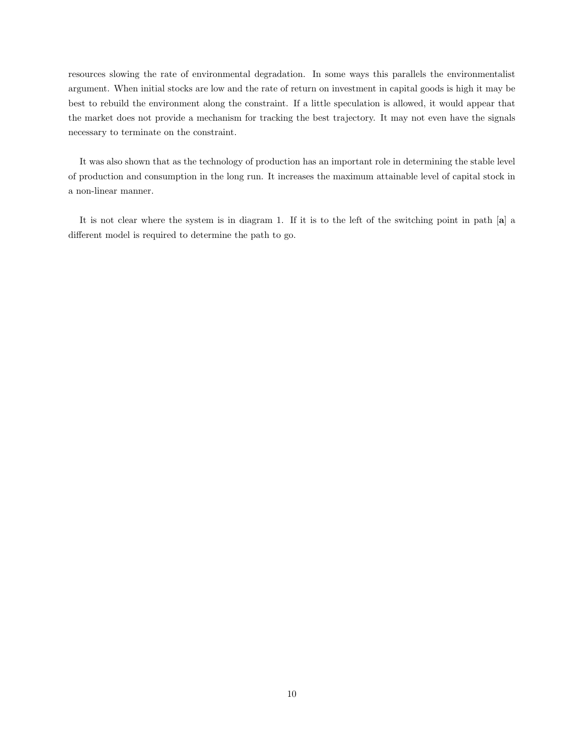resources slowing the rate of environmental degradation. In some ways this parallels the environmentalist argument. When initial stocks are low and the rate of return on investment in capital goods is high it may be best to rebuild the environment along the constraint. If a little speculation is allowed, it would appear that the market does not provide a mechanism for tracking the best trajectory. It may not even have the signals necessary to terminate on the constraint.

It was also shown that as the technology of production has an important role in determining the stable level of production and consumption in the long run. It increases the maximum attainable level of capital stock in a non-linear manner.

It is not clear where the system is in diagram 1. If it is to the left of the switching point in path [**a**] a different model is required to determine the path to go.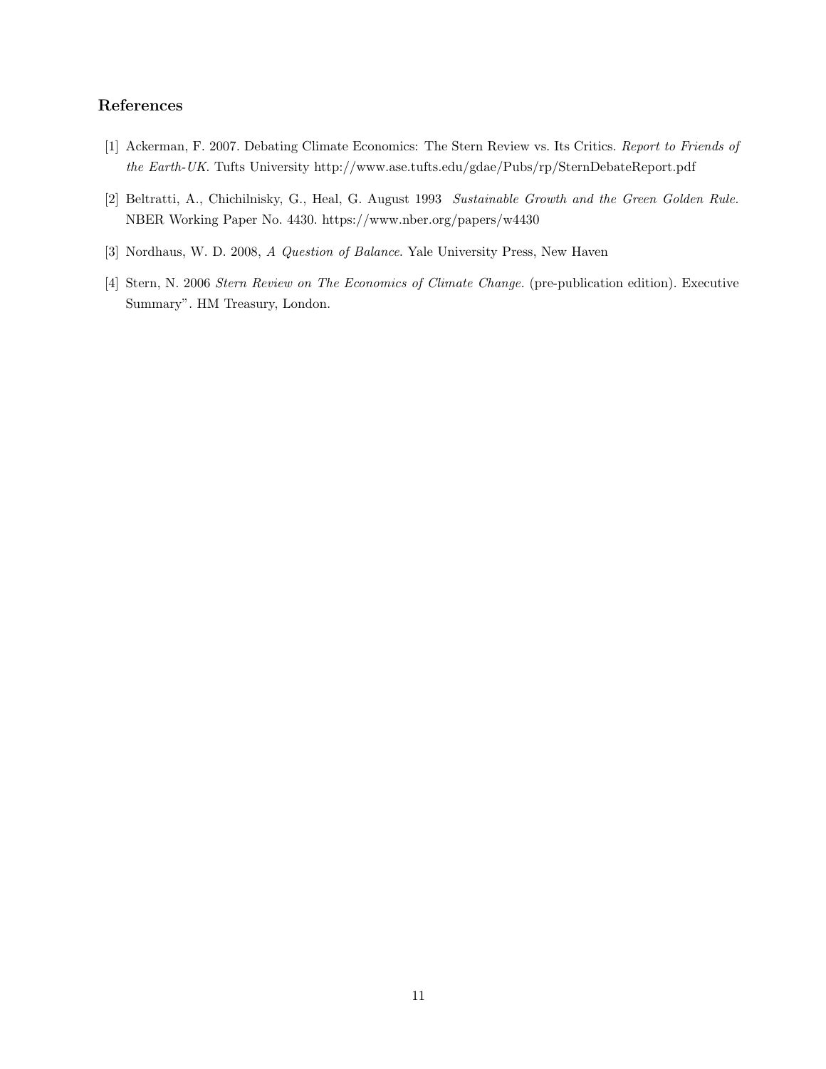## References

[1] Ackerman, F. 2007. Debating Climate Economics: The Stern Review vs. Its Critics. *Report to Friends of the Earth-UK*. Tufts University http://www.ase.tufts.edu/gdae/Pubs/rp/SternDebateReport.pdf

[2] Beltratti, A., Chichilnisky, G., Heal, G. August 1993 *Sustainable Growth and the Green Golden Rule*. NBER Working Paper No. 4430. https://www.nber.org/papers/w4430

[3] Nordhaus, W. D. 2008, *A Question of Balance*. Yale University Press, New Haven

[4] Stern, N. 2006 *Stern Review on The Economics of Climate Change.* (pre-publication edition). Executive Summary". HM Treasury, London.